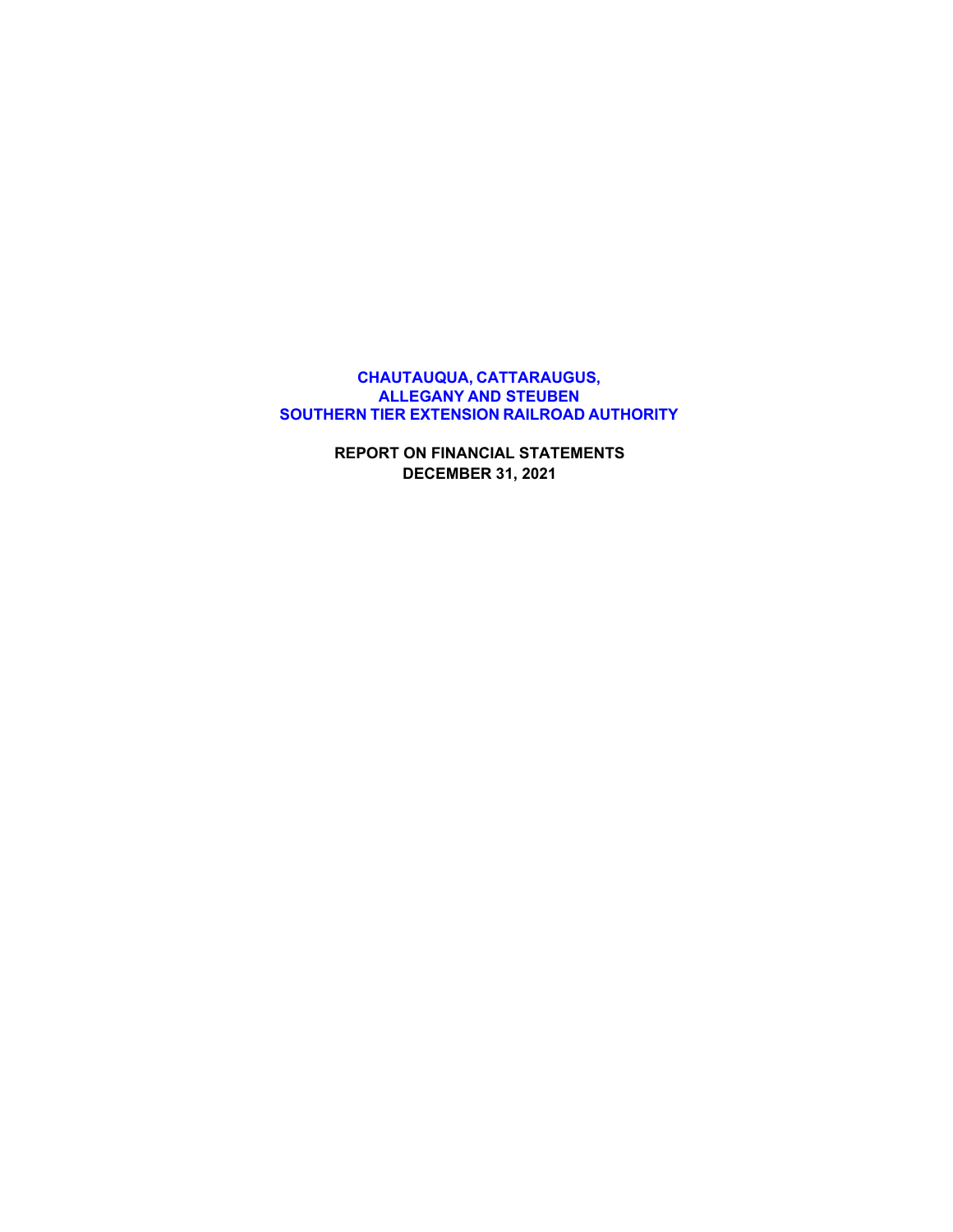# CHAUTAUQUA, CATTARAUGUS, ALLEGANY AND STEUBEN SOUTHERN TIER EXTENSION RAILROAD AUTHORITY

**REPORT ON FINANCIAL STATEMENTS**
**DECEMBER 31, 2021**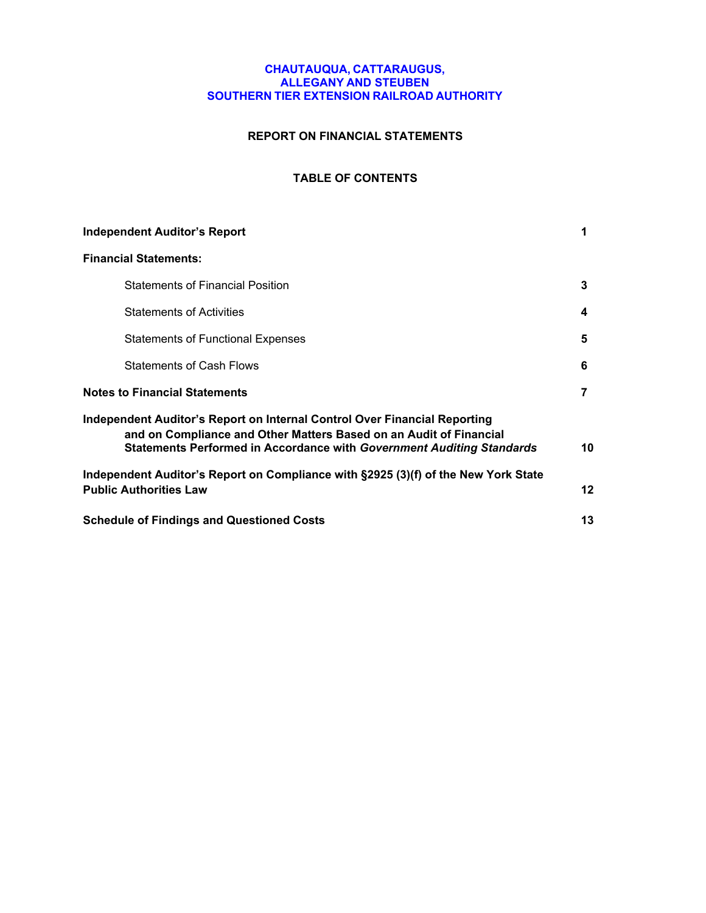# CHAUTAUQUA, CATTARAUGUS, ALLEGANY AND STEUBEN SOUTHERN TIER EXTENSION RAILROAD AUTHORITY

## REPORT ON FINANCIAL STATEMENTS

### TABLE OF CONTENTS

| | |
|---|---|
| **Independent Auditor's Report** | **1** |
| **Financial Statements:** | |
| Statements of Financial Position | **3** |
| Statements of Activities | **4** |
| Statements of Functional Expenses | **5** |
| Statements of Cash Flows | **6** |
| **Notes to Financial Statements** | **7** |
| **Independent Auditor's Report on Internal Control Over Financial Reporting and on Compliance and Other Matters Based on an Audit of Financial Statements Performed in Accordance with *Government Auditing Standards*** | **10** |
| **Independent Auditor's Report on Compliance with §2925 (3)(f) of the New York State Public Authorities Law** | **12** |
| **Schedule of Findings and Questioned Costs** | **13** |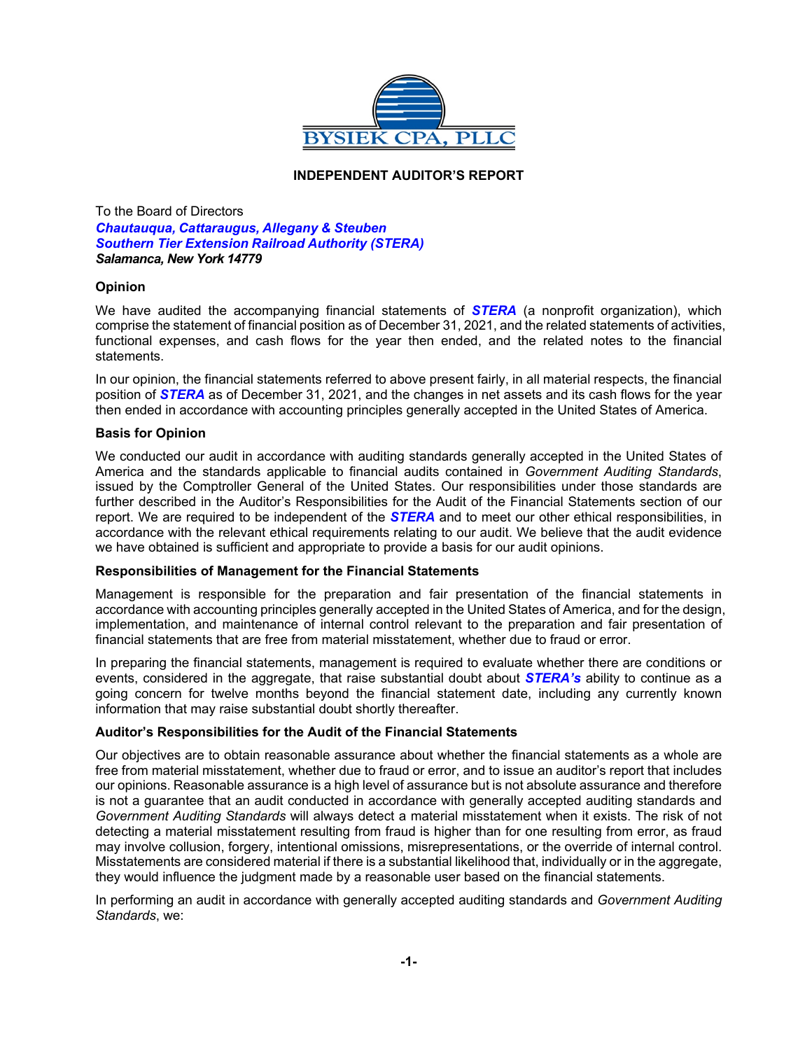BYSIEK CPA, PLLC

**INDEPENDENT AUDITOR'S REPORT**

To the Board of Directors
***Chautauqua, Cattaraugus, Allegany & Steuben***
***Southern Tier Extension Railroad Authority (STERA)***
***Salamanca, New York 14779***

**Opinion**

We have audited the accompanying financial statements of ***STERA*** (a nonprofit organization), which comprise the statement of financial position as of December 31, 2021, and the related statements of activities, functional expenses, and cash flows for the year then ended, and the related notes to the financial statements.

In our opinion, the financial statements referred to above present fairly, in all material respects, the financial position of ***STERA*** as of December 31, 2021, and the changes in net assets and its cash flows for the year then ended in accordance with accounting principles generally accepted in the United States of America.

**Basis for Opinion**

We conducted our audit in accordance with auditing standards generally accepted in the United States of America and the standards applicable to financial audits contained in *Government Auditing Standards*, issued by the Comptroller General of the United States. Our responsibilities under those standards are further described in the Auditor's Responsibilities for the Audit of the Financial Statements section of our report. We are required to be independent of the ***STERA*** and to meet our other ethical responsibilities, in accordance with the relevant ethical requirements relating to our audit. We believe that the audit evidence we have obtained is sufficient and appropriate to provide a basis for our audit opinions.

**Responsibilities of Management for the Financial Statements**

Management is responsible for the preparation and fair presentation of the financial statements in accordance with accounting principles generally accepted in the United States of America, and for the design, implementation, and maintenance of internal control relevant to the preparation and fair presentation of financial statements that are free from material misstatement, whether due to fraud or error.

In preparing the financial statements, management is required to evaluate whether there are conditions or events, considered in the aggregate, that raise substantial doubt about ***STERA's*** ability to continue as a going concern for twelve months beyond the financial statement date, including any currently known information that may raise substantial doubt shortly thereafter.

**Auditor's Responsibilities for the Audit of the Financial Statements**

Our objectives are to obtain reasonable assurance about whether the financial statements as a whole are free from material misstatement, whether due to fraud or error, and to issue an auditor's report that includes our opinions. Reasonable assurance is a high level of assurance but is not absolute assurance and therefore is not a guarantee that an audit conducted in accordance with generally accepted auditing standards and *Government Auditing Standards* will always detect a material misstatement when it exists. The risk of not detecting a material misstatement resulting from fraud is higher than for one resulting from error, as fraud may involve collusion, forgery, intentional omissions, misrepresentations, or the override of internal control. Misstatements are considered material if there is a substantial likelihood that, individually or in the aggregate, they would influence the judgment made by a reasonable user based on the financial statements.

In performing an audit in accordance with generally accepted auditing standards and *Government Auditing Standards*, we: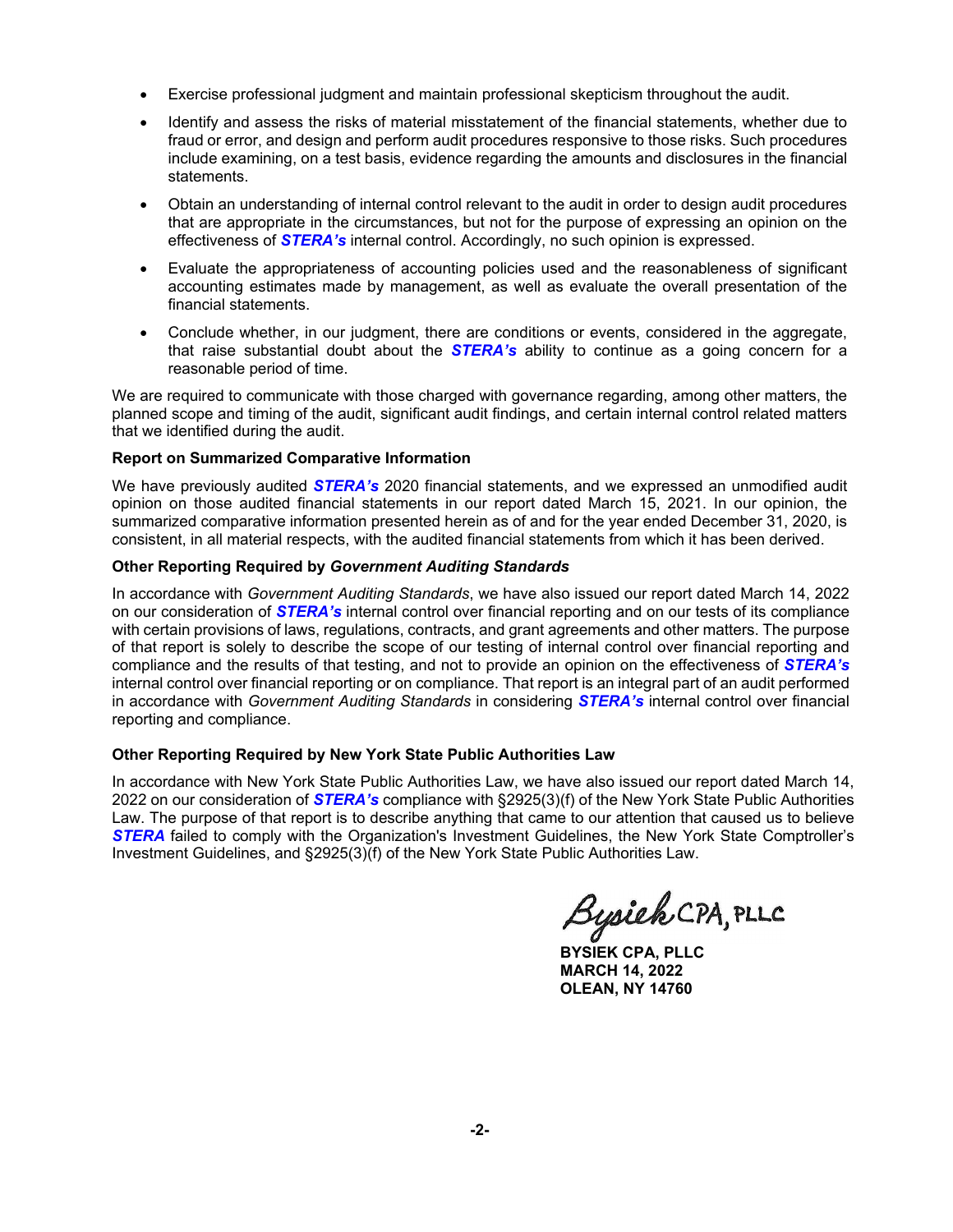- Exercise professional judgment and maintain professional skepticism throughout the audit.
- Identify and assess the risks of material misstatement of the financial statements, whether due to fraud or error, and design and perform audit procedures responsive to those risks. Such procedures include examining, on a test basis, evidence regarding the amounts and disclosures in the financial statements.
- Obtain an understanding of internal control relevant to the audit in order to design audit procedures that are appropriate in the circumstances, but not for the purpose of expressing an opinion on the effectiveness of ***STERA's*** internal control. Accordingly, no such opinion is expressed.
- Evaluate the appropriateness of accounting policies used and the reasonableness of significant accounting estimates made by management, as well as evaluate the overall presentation of the financial statements.
- Conclude whether, in our judgment, there are conditions or events, considered in the aggregate, that raise substantial doubt about the ***STERA's*** ability to continue as a going concern for a reasonable period of time.

We are required to communicate with those charged with governance regarding, among other matters, the planned scope and timing of the audit, significant audit findings, and certain internal control related matters that we identified during the audit.

**Report on Summarized Comparative Information**

We have previously audited ***STERA's*** 2020 financial statements, and we expressed an unmodified audit opinion on those audited financial statements in our report dated March 15, 2021. In our opinion, the summarized comparative information presented herein as of and for the year ended December 31, 2020, is consistent, in all material respects, with the audited financial statements from which it has been derived.

**Other Reporting Required by *Government Auditing Standards***

In accordance with *Government Auditing Standards*, we have also issued our report dated March 14, 2022 on our consideration of ***STERA's*** internal control over financial reporting and on our tests of its compliance with certain provisions of laws, regulations, contracts, and grant agreements and other matters. The purpose of that report is solely to describe the scope of our testing of internal control over financial reporting and compliance and the results of that testing, and not to provide an opinion on the effectiveness of ***STERA's*** internal control over financial reporting or on compliance. That report is an integral part of an audit performed in accordance with *Government Auditing Standards* in considering ***STERA's*** internal control over financial reporting and compliance.

**Other Reporting Required by New York State Public Authorities Law**

In accordance with New York State Public Authorities Law, we have also issued our report dated March 14, 2022 on our consideration of ***STERA's*** compliance with §2925(3)(f) of the New York State Public Authorities Law. The purpose of that report is to describe anything that came to our attention that caused us to believe ***STERA*** failed to comply with the Organization's Investment Guidelines, the New York State Comptroller's Investment Guidelines, and §2925(3)(f) of the New York State Public Authorities Law.

Bysiek CPA, PLLC

**BYSIEK CPA, PLLC**
**MARCH 14, 2022**
**OLEAN, NY 14760**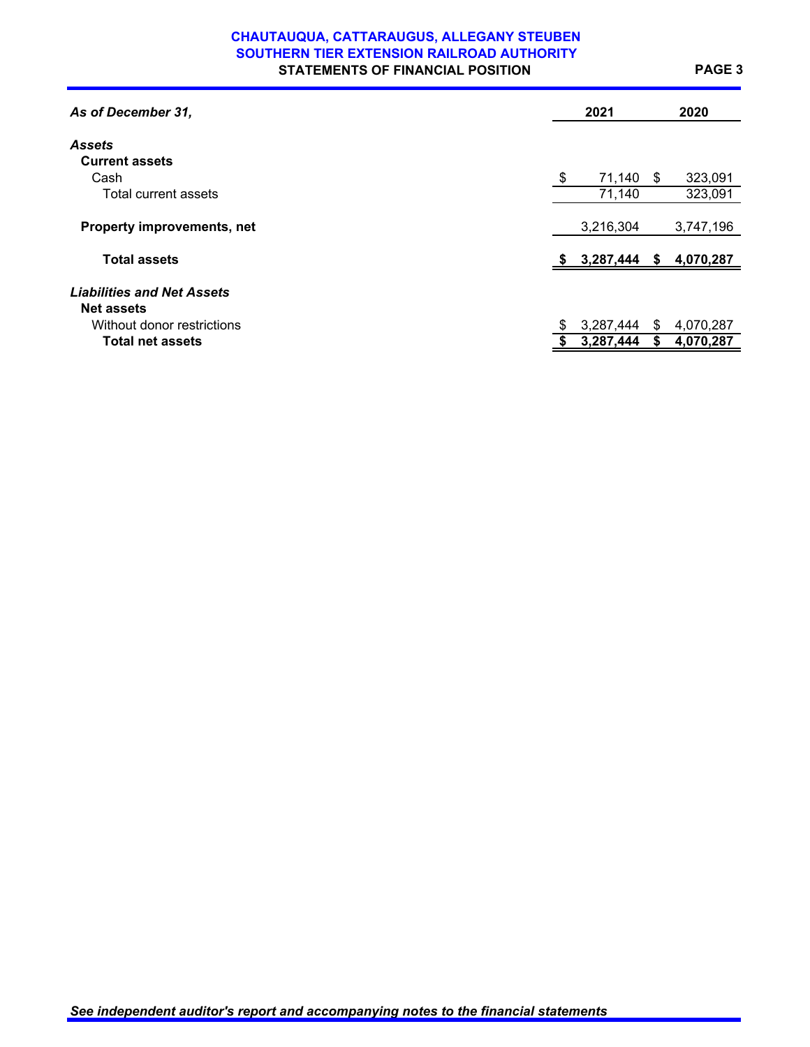# CHAUTAUQUA, CATTARAUGUS, ALLEGANY STEUBEN SOUTHERN TIER EXTENSION RAILROAD AUTHORITY

## STATEMENTS OF FINANCIAL POSITION

| *As of December 31,* | 2021 | 2020 |
|---|---|---|
| ***Assets*** | | |
| **Current assets** | | |
| Cash | $ 71,140 | $ 323,091 |
| Total current assets | 71,140 | 323,091 |
| **Property improvements, net** | 3,216,304 | 3,747,196 |
| **Total assets** | **$ 3,287,444** | **$ 4,070,287** |
| ***Liabilities and Net Assets*** | | |
| **Net assets** | | |
| Without donor restrictions | $ 3,287,444 | $ 4,070,287 |
| **Total net assets** | **$ 3,287,444** | **$ 4,070,287** |

*See independent auditor's report and accompanying notes to the financial statements*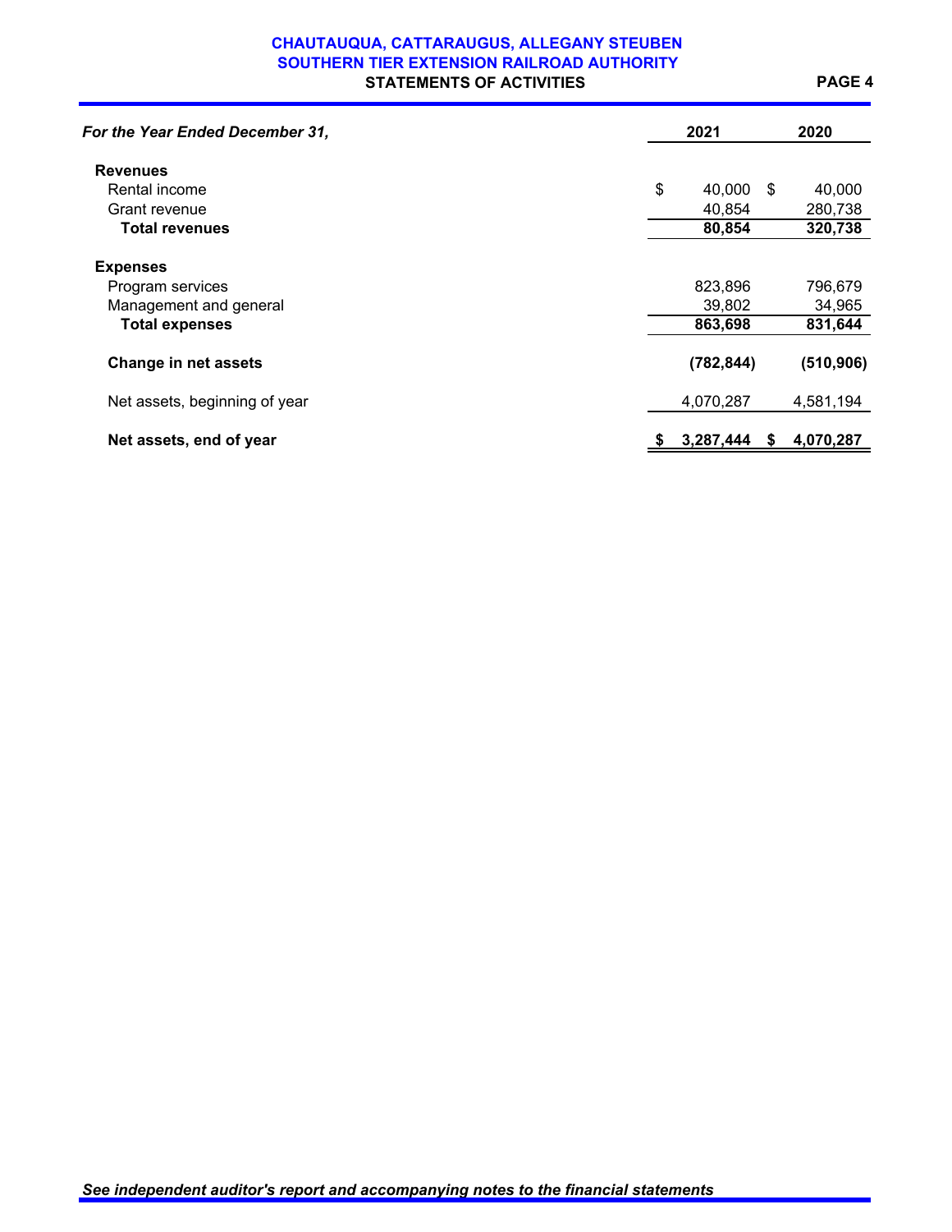**CHAUTAUQUA, CATTARAUGUS, ALLEGANY STEUBEN**
**SOUTHERN TIER EXTENSION RAILROAD AUTHORITY**
**STATEMENTS OF ACTIVITIES**

| *For the Year Ended December 31,* | 2021 | 2020 |
|---|---|---|
| **Revenues** | | |
| Rental income | $ 40,000 | $ 40,000 |
| Grant revenue | 40,854 | 280,738 |
| **Total revenues** | **80,854** | **320,738** |
| **Expenses** | | |
| Program services | 823,896 | 796,679 |
| Management and general | 39,802 | 34,965 |
| **Total expenses** | **863,698** | **831,644** |
| **Change in net assets** | **(782,844)** | **(510,906)** |
| Net assets, beginning of year | 4,070,287 | 4,581,194 |
| **Net assets, end of year** | **$ 3,287,444** | **$ 4,070,287** |

*See independent auditor's report and accompanying notes to the financial statements*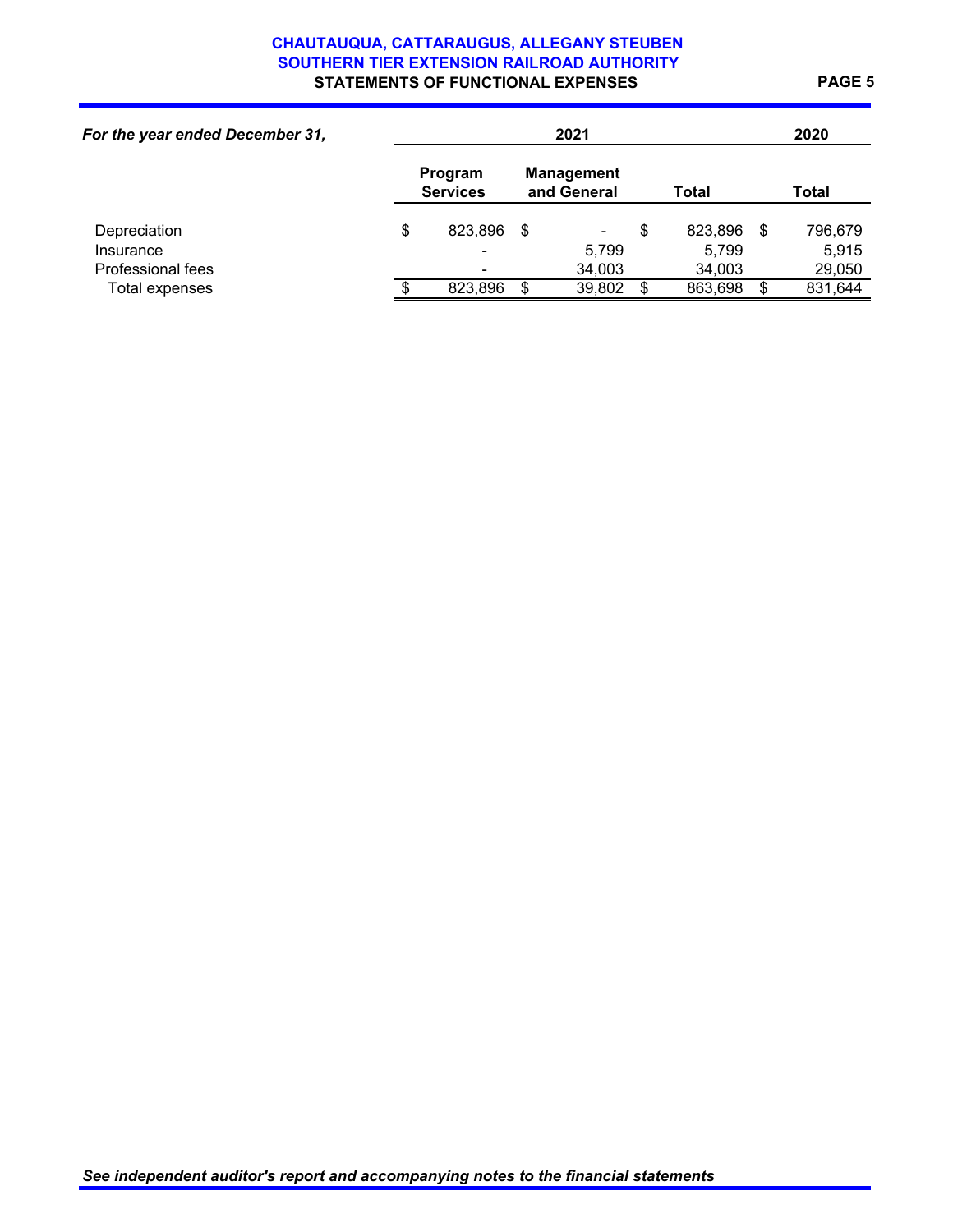# CHAUTAUQUA, CATTARAUGUS, ALLEGANY STEUBEN SOUTHERN TIER EXTENSION RAILROAD AUTHORITY

## STATEMENTS OF FUNCTIONAL EXPENSES

| *For the year ended December 31,* | 2021 | | | 2020 |
|---|---|---|---|---|
| | Program Services | Management and General | Total | Total |
| Depreciation | $ 823,896 | $ - | $ 823,896 | $ 796,679 |
| Insurance | - | 5,799 | 5,799 | 5,915 |
| Professional fees | - | 34,003 | 34,003 | 29,050 |
| Total expenses | $ 823,896 | $ 39,802 | $ 863,698 | $ 831,644 |

*See independent auditor's report and accompanying notes to the financial statements*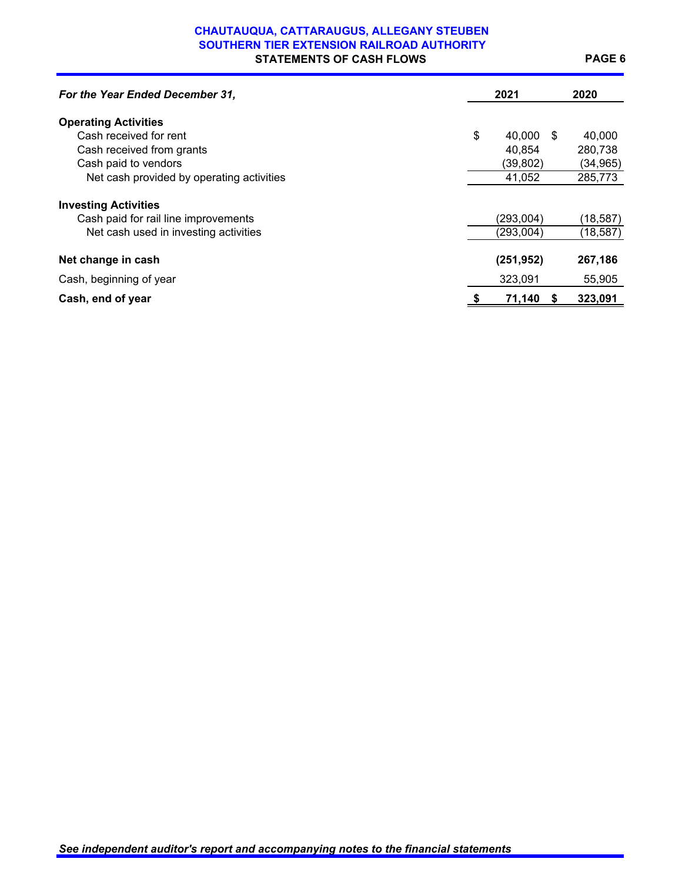# CHAUTAUQUA, CATTARAUGUS, ALLEGANY STEUBEN SOUTHERN TIER EXTENSION RAILROAD AUTHORITY

## STATEMENTS OF CASH FLOWS

| *For the Year Ended December 31,* | 2021 | 2020 |
|---|---|---|
| **Operating Activities** | | |
| Cash received for rent | $ 40,000 | $ 40,000 |
| Cash received from grants | 40,854 | 280,738 |
| Cash paid to vendors | (39,802) | (34,965) |
| Net cash provided by operating activities | 41,052 | 285,773 |
| **Investing Activities** | | |
| Cash paid for rail line improvements | (293,004) | (18,587) |
| Net cash used in investing activities | (293,004) | (18,587) |
| **Net change in cash** | **(251,952)** | **267,186** |
| Cash, beginning of year | 323,091 | 55,905 |
| **Cash, end of year** | **$ 71,140** | **$ 323,091** |

***See independent auditor's report and accompanying notes to the financial statements***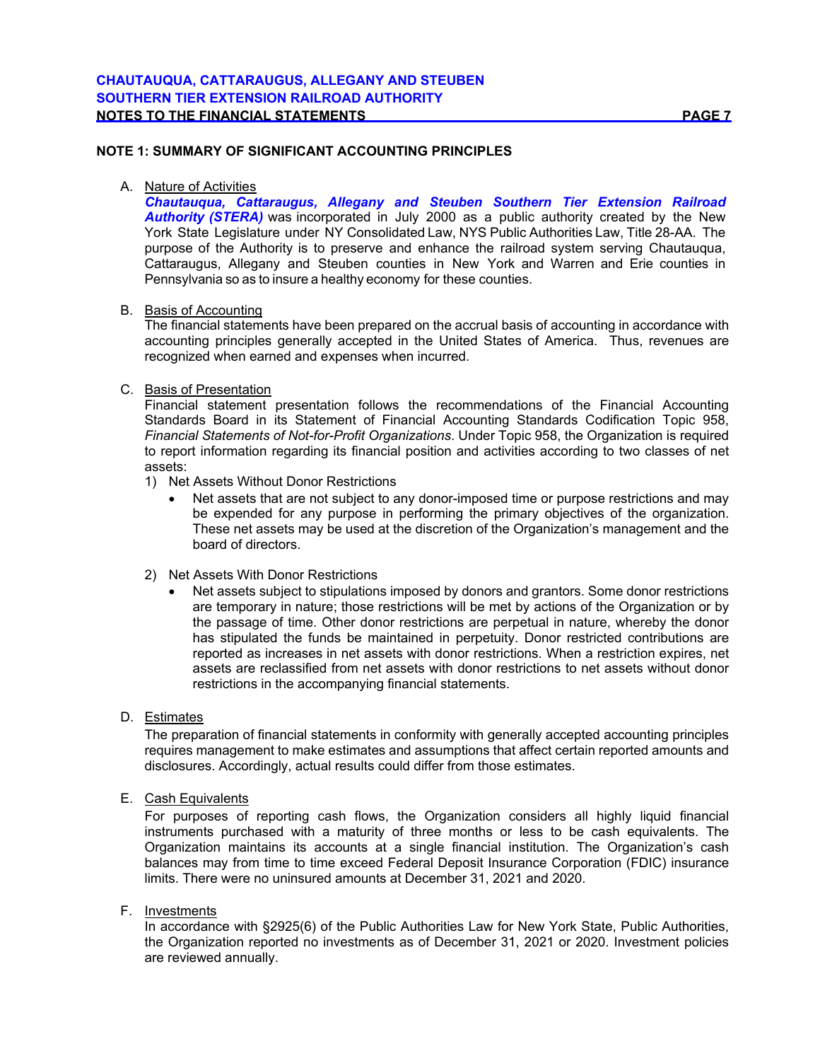## NOTE 1: SUMMARY OF SIGNIFICANT ACCOUNTING PRINCIPLES

A. Nature of Activities

***Chautauqua, Cattaraugus, Allegany and Steuben Southern Tier Extension Railroad Authority (STERA)*** was incorporated in July 2000 as a public authority created by the New York State Legislature under NY Consolidated Law, NYS Public Authorities Law, Title 28-AA. The purpose of the Authority is to preserve and enhance the railroad system serving Chautauqua, Cattaraugus, Allegany and Steuben counties in New York and Warren and Erie counties in Pennsylvania so as to insure a healthy economy for these counties.

B. Basis of Accounting

The financial statements have been prepared on the accrual basis of accounting in accordance with accounting principles generally accepted in the United States of America. Thus, revenues are recognized when earned and expenses when incurred.

C. Basis of Presentation

Financial statement presentation follows the recommendations of the Financial Accounting Standards Board in its Statement of Financial Accounting Standards Codification Topic 958, *Financial Statements of Not-for-Profit Organizations*. Under Topic 958, the Organization is required to report information regarding its financial position and activities according to two classes of net assets:

1) Net Assets Without Donor Restrictions
   - Net assets that are not subject to any donor-imposed time or purpose restrictions and may be expended for any purpose in performing the primary objectives of the organization. These net assets may be used at the discretion of the Organization's management and the board of directors.

2) Net Assets With Donor Restrictions
   - Net assets subject to stipulations imposed by donors and grantors. Some donor restrictions are temporary in nature; those restrictions will be met by actions of the Organization or by the passage of time. Other donor restrictions are perpetual in nature, whereby the donor has stipulated the funds be maintained in perpetuity. Donor restricted contributions are reported as increases in net assets with donor restrictions. When a restriction expires, net assets are reclassified from net assets with donor restrictions to net assets without donor restrictions in the accompanying financial statements.

D. Estimates

The preparation of financial statements in conformity with generally accepted accounting principles requires management to make estimates and assumptions that affect certain reported amounts and disclosures. Accordingly, actual results could differ from those estimates.

E. Cash Equivalents

For purposes of reporting cash flows, the Organization considers all highly liquid financial instruments purchased with a maturity of three months or less to be cash equivalents. The Organization maintains its accounts at a single financial institution. The Organization's cash balances may from time to time exceed Federal Deposit Insurance Corporation (FDIC) insurance limits. There were no uninsured amounts at December 31, 2021 and 2020.

F. Investments

In accordance with §2925(6) of the Public Authorities Law for New York State, Public Authorities, the Organization reported no investments as of December 31, 2021 or 2020. Investment policies are reviewed annually.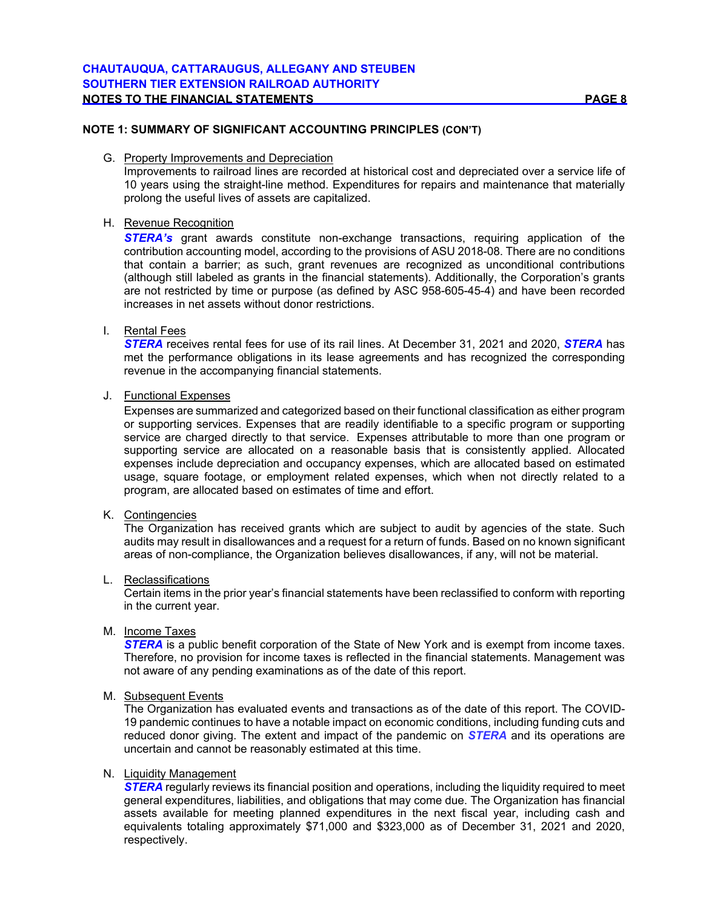## NOTE 1: SUMMARY OF SIGNIFICANT ACCOUNTING PRINCIPLES (CON'T)

G. Property Improvements and Depreciation

Improvements to railroad lines are recorded at historical cost and depreciated over a service life of 10 years using the straight-line method. Expenditures for repairs and maintenance that materially prolong the useful lives of assets are capitalized.

H. Revenue Recognition

***STERA's*** grant awards constitute non-exchange transactions, requiring application of the contribution accounting model, according to the provisions of ASU 2018-08. There are no conditions that contain a barrier; as such, grant revenues are recognized as unconditional contributions (although still labeled as grants in the financial statements). Additionally, the Corporation's grants are not restricted by time or purpose (as defined by ASC 958-605-45-4) and have been recorded increases in net assets without donor restrictions.

I. Rental Fees

***STERA*** receives rental fees for use of its rail lines. At December 31, 2021 and 2020, ***STERA*** has met the performance obligations in its lease agreements and has recognized the corresponding revenue in the accompanying financial statements.

J. Functional Expenses

Expenses are summarized and categorized based on their functional classification as either program or supporting services. Expenses that are readily identifiable to a specific program or supporting service are charged directly to that service. Expenses attributable to more than one program or supporting service are allocated on a reasonable basis that is consistently applied. Allocated expenses include depreciation and occupancy expenses, which are allocated based on estimated usage, square footage, or employment related expenses, which when not directly related to a program, are allocated based on estimates of time and effort.

K. Contingencies

The Organization has received grants which are subject to audit by agencies of the state. Such audits may result in disallowances and a request for a return of funds. Based on no known significant areas of non-compliance, the Organization believes disallowances, if any, will not be material.

L. Reclassifications

Certain items in the prior year's financial statements have been reclassified to conform with reporting in the current year.

M. Income Taxes

***STERA*** is a public benefit corporation of the State of New York and is exempt from income taxes. Therefore, no provision for income taxes is reflected in the financial statements. Management was not aware of any pending examinations as of the date of this report.

M. Subsequent Events

The Organization has evaluated events and transactions as of the date of this report. The COVID-19 pandemic continues to have a notable impact on economic conditions, including funding cuts and reduced donor giving. The extent and impact of the pandemic on ***STERA*** and its operations are uncertain and cannot be reasonably estimated at this time.

N. Liquidity Management

***STERA*** regularly reviews its financial position and operations, including the liquidity required to meet general expenditures, liabilities, and obligations that may come due. The Organization has financial assets available for meeting planned expenditures in the next fiscal year, including cash and equivalents totaling approximately $71,000 and $323,000 as of December 31, 2021 and 2020, respectively.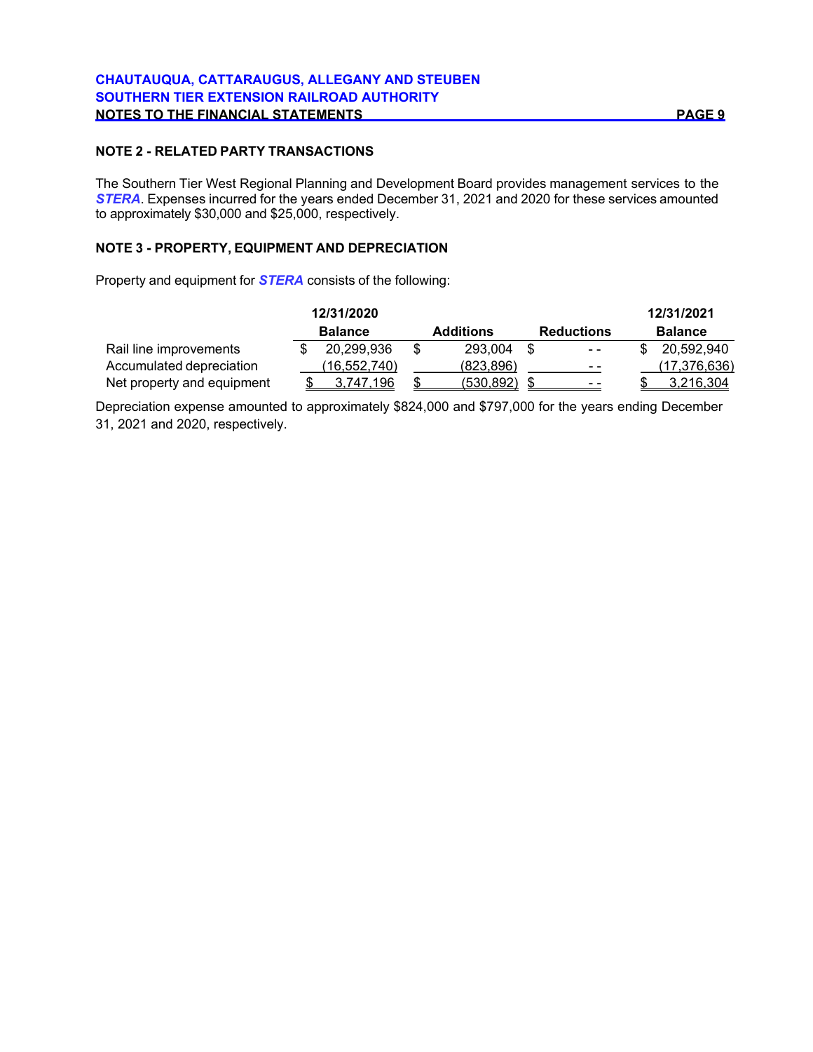## NOTE 2 - RELATED PARTY TRANSACTIONS

The Southern Tier West Regional Planning and Development Board provides management services to the ***STERA***. Expenses incurred for the years ended December 31, 2021 and 2020 for these services amounted to approximately $30,000 and $25,000, respectively.

## NOTE 3 - PROPERTY, EQUIPMENT AND DEPRECIATION

Property and equipment for ***STERA*** consists of the following:

| | 12/31/2020 Balance | Additions | Reductions | 12/31/2021 Balance |
|---|---|---|---|---|
| Rail line improvements | $ 20,299,936 | $ 293,004 | $ - - | $ 20,592,940 |
| Accumulated depreciation | (16,552,740) | (823,896) | - - | (17,376,636) |
| Net property and equipment | $ 3,747,196 | $ (530,892) | $ - - | $ 3,216,304 |

Depreciation expense amounted to approximately $824,000 and $797,000 for the years ending December 31, 2021 and 2020, respectively.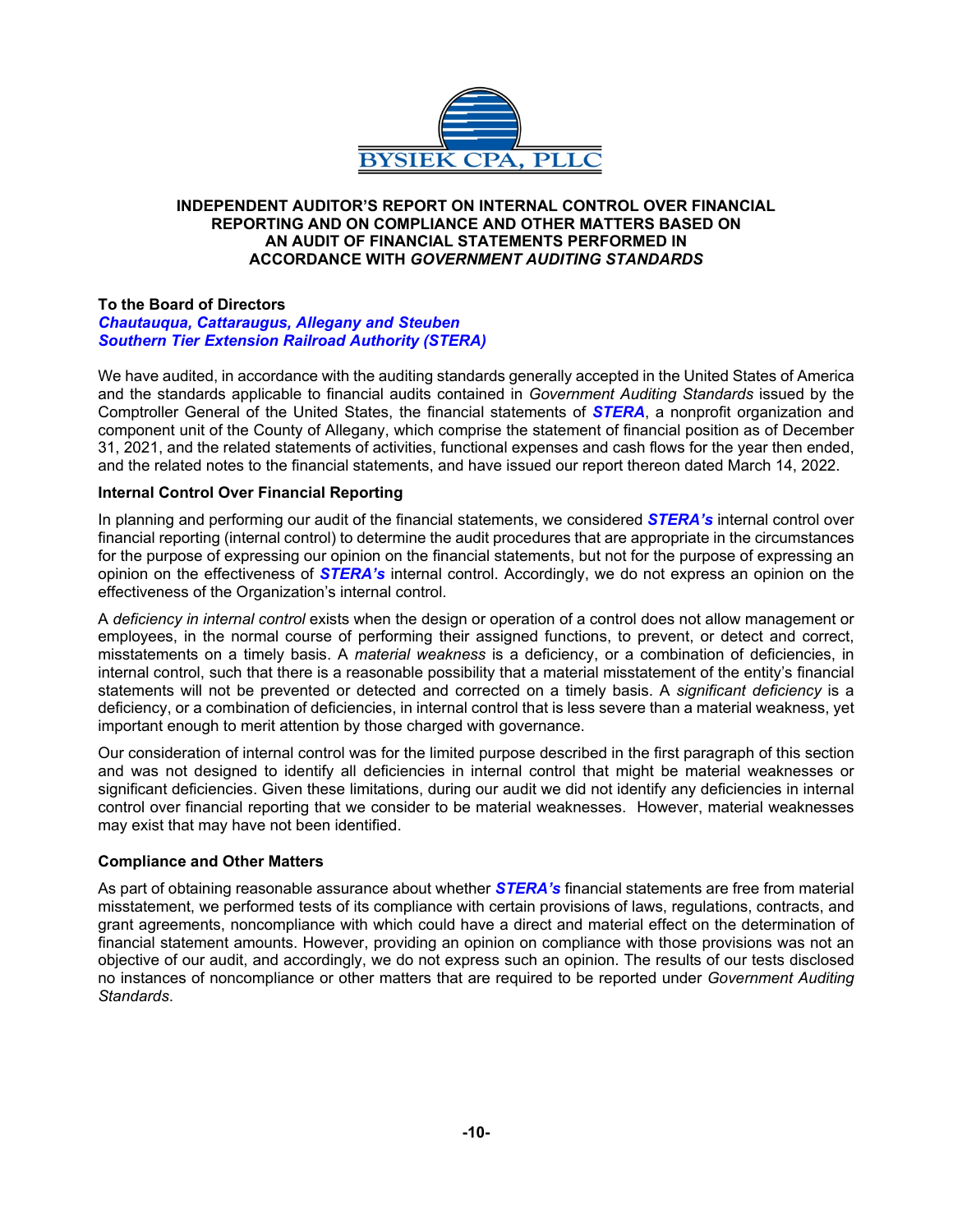BYSIEK CPA, PLLC

# INDEPENDENT AUDITOR'S REPORT ON INTERNAL CONTROL OVER FINANCIAL REPORTING AND ON COMPLIANCE AND OTHER MATTERS BASED ON AN AUDIT OF FINANCIAL STATEMENTS PERFORMED IN ACCORDANCE WITH *GOVERNMENT AUDITING STANDARDS*

**To the Board of Directors**
***Chautauqua, Cattaraugus, Allegany and Steuben***
***Southern Tier Extension Railroad Authority (STERA)***

We have audited, in accordance with the auditing standards generally accepted in the United States of America and the standards applicable to financial audits contained in *Government Auditing Standards* issued by the Comptroller General of the United States, the financial statements of ***STERA***, a nonprofit organization and component unit of the County of Allegany, which comprise the statement of financial position as of December 31, 2021, and the related statements of activities, functional expenses and cash flows for the year then ended, and the related notes to the financial statements, and have issued our report thereon dated March 14, 2022.

**Internal Control Over Financial Reporting**

In planning and performing our audit of the financial statements, we considered ***STERA's*** internal control over financial reporting (internal control) to determine the audit procedures that are appropriate in the circumstances for the purpose of expressing our opinion on the financial statements, but not for the purpose of expressing an opinion on the effectiveness of ***STERA's*** internal control. Accordingly, we do not express an opinion on the effectiveness of the Organization's internal control.

A *deficiency in internal control* exists when the design or operation of a control does not allow management or employees, in the normal course of performing their assigned functions, to prevent, or detect and correct, misstatements on a timely basis. A *material weakness* is a deficiency, or a combination of deficiencies, in internal control, such that there is a reasonable possibility that a material misstatement of the entity's financial statements will not be prevented or detected and corrected on a timely basis. A *significant deficiency* is a deficiency, or a combination of deficiencies, in internal control that is less severe than a material weakness, yet important enough to merit attention by those charged with governance.

Our consideration of internal control was for the limited purpose described in the first paragraph of this section and was not designed to identify all deficiencies in internal control that might be material weaknesses or significant deficiencies. Given these limitations, during our audit we did not identify any deficiencies in internal control over financial reporting that we consider to be material weaknesses. However, material weaknesses may exist that may have not been identified.

**Compliance and Other Matters**

As part of obtaining reasonable assurance about whether ***STERA's*** financial statements are free from material misstatement, we performed tests of its compliance with certain provisions of laws, regulations, contracts, and grant agreements, noncompliance with which could have a direct and material effect on the determination of financial statement amounts. However, providing an opinion on compliance with those provisions was not an objective of our audit, and accordingly, we do not express such an opinion. The results of our tests disclosed no instances of noncompliance or other matters that are required to be reported under *Government Auditing Standards*.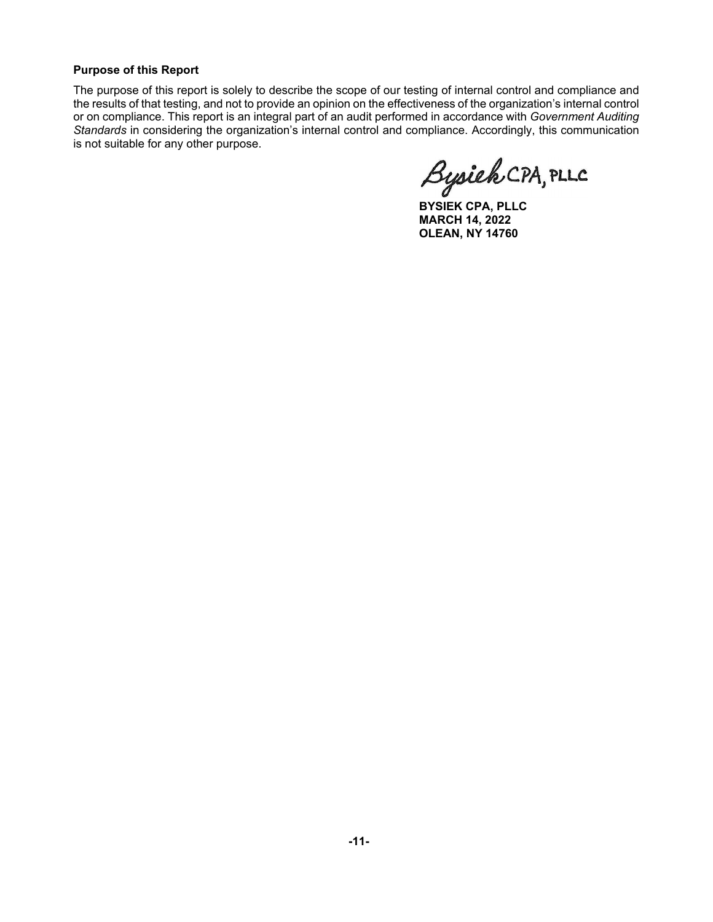**Purpose of this Report**

The purpose of this report is solely to describe the scope of our testing of internal control and compliance and the results of that testing, and not to provide an opinion on the effectiveness of the organization's internal control or on compliance. This report is an integral part of an audit performed in accordance with *Government Auditing Standards* in considering the organization's internal control and compliance. Accordingly, this communication is not suitable for any other purpose.

Bysiek CPA, PLLC

**BYSIEK CPA, PLLC**
**MARCH 14, 2022**
**OLEAN, NY 14760**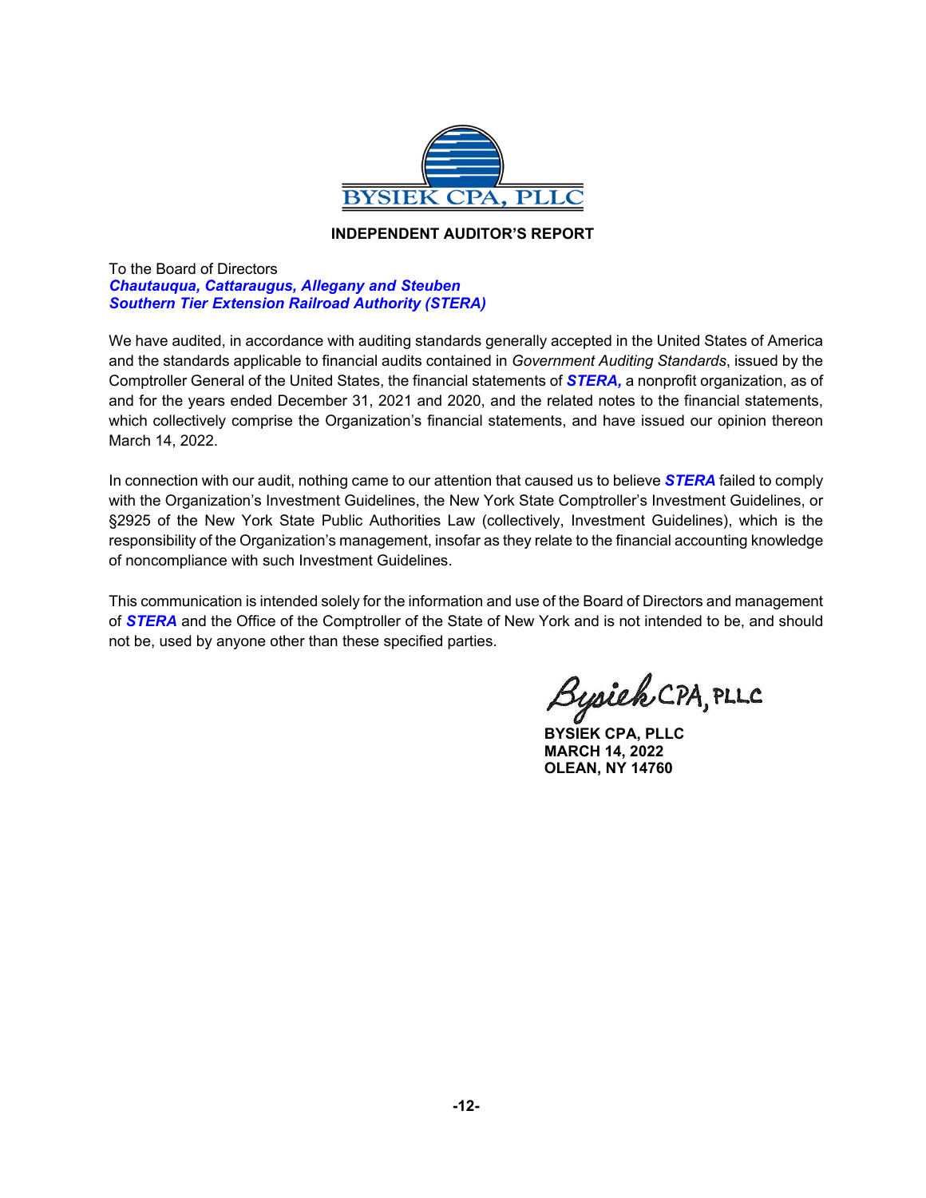BYSIEK CPA, PLLC

## INDEPENDENT AUDITOR'S REPORT

To the Board of Directors
***Chautauqua, Cattaraugus, Allegany and Steuben***
***Southern Tier Extension Railroad Authority (STERA)***

We have audited, in accordance with auditing standards generally accepted in the United States of America and the standards applicable to financial audits contained in *Government Auditing Standards*, issued by the Comptroller General of the United States, the financial statements of ***STERA,*** a nonprofit organization, as of and for the years ended December 31, 2021 and 2020, and the related notes to the financial statements, which collectively comprise the Organization's financial statements, and have issued our opinion thereon March 14, 2022.

In connection with our audit, nothing came to our attention that caused us to believe ***STERA*** failed to comply with the Organization's Investment Guidelines, the New York State Comptroller's Investment Guidelines, or §2925 of the New York State Public Authorities Law (collectively, Investment Guidelines), which is the responsibility of the Organization's management, insofar as they relate to the financial accounting knowledge of noncompliance with such Investment Guidelines.

This communication is intended solely for the information and use of the Board of Directors and management of ***STERA*** and the Office of the Comptroller of the State of New York and is not intended to be, and should not be, used by anyone other than these specified parties.

Bysiek CPA, PLLC

**BYSIEK CPA, PLLC**
**MARCH 14, 2022**
**OLEAN, NY 14760**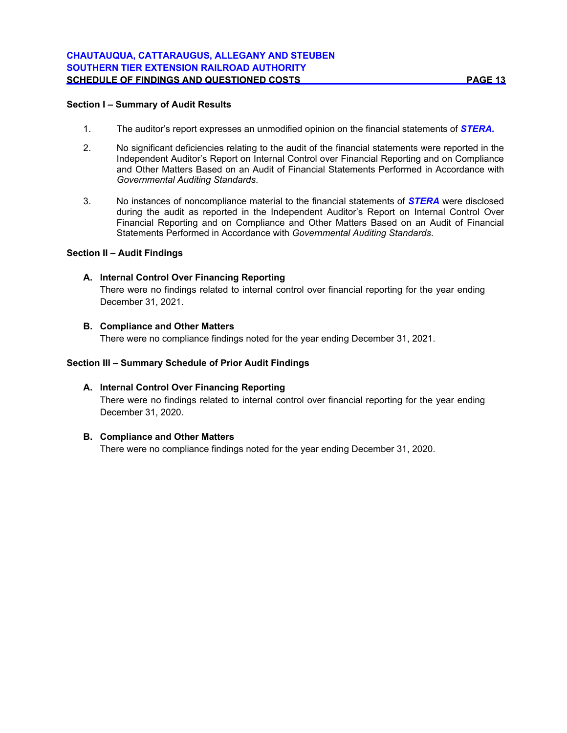**CHAUTAUQUA, CATTARAUGUS, ALLEGANY AND STEUBEN**
**SOUTHERN TIER EXTENSION RAILROAD AUTHORITY**
**SCHEDULE OF FINDINGS AND QUESTIONED COSTS**

### Section I – Summary of Audit Results

1. The auditor's report expresses an unmodified opinion on the financial statements of ***STERA.***

2. No significant deficiencies relating to the audit of the financial statements were reported in the Independent Auditor's Report on Internal Control over Financial Reporting and on Compliance and Other Matters Based on an Audit of Financial Statements Performed in Accordance with *Governmental Auditing Standards*.

3. No instances of noncompliance material to the financial statements of ***STERA*** were disclosed during the audit as reported in the Independent Auditor's Report on Internal Control Over Financial Reporting and on Compliance and Other Matters Based on an Audit of Financial Statements Performed in Accordance with *Governmental Auditing Standards*.

### Section II – Audit Findings

**A. Internal Control Over Financing Reporting**

There were no findings related to internal control over financial reporting for the year ending December 31, 2021.

**B. Compliance and Other Matters**

There were no compliance findings noted for the year ending December 31, 2021.

### Section III – Summary Schedule of Prior Audit Findings

**A. Internal Control Over Financing Reporting**

There were no findings related to internal control over financial reporting for the year ending December 31, 2020.

**B. Compliance and Other Matters**

There were no compliance findings noted for the year ending December 31, 2020.